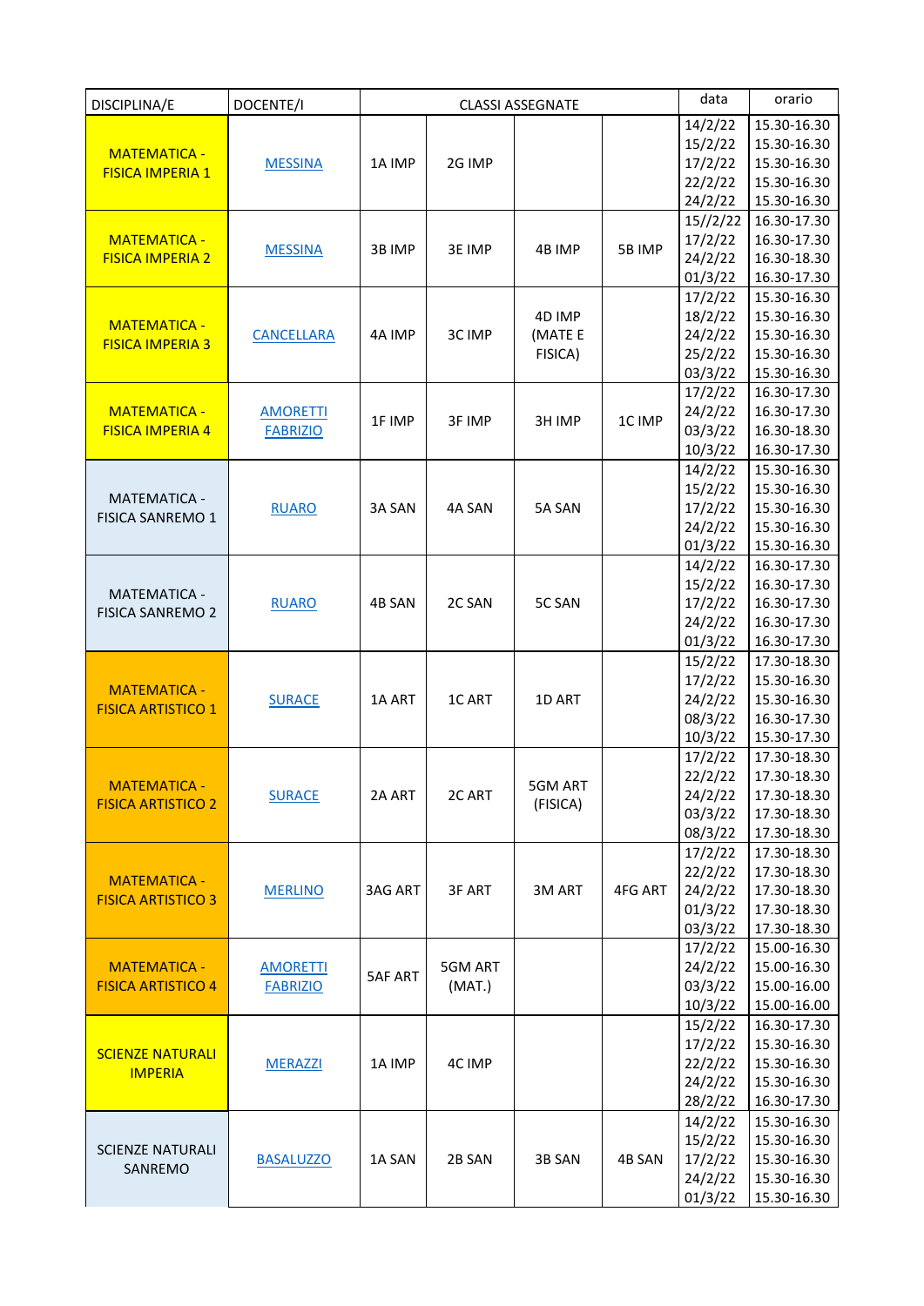| DISCIPLINA/E | DOCENTE/I | CLASSI ASSEGNATE | | | | data | orario |
|---|---|---|---|---|---|---|---|
| MATEMATICA - FISICA IMPERIA 1 | MESSINA | 1A IMP | 2G IMP | | | 14/2/22<br>15/2/22<br>17/2/22<br>22/2/22<br>24/2/22 | 15.30-16.30<br>15.30-16.30<br>15.30-16.30<br>15.30-16.30<br>15.30-16.30 |
| MATEMATICA - FISICA IMPERIA 2 | MESSINA | 3B IMP | 3E IMP | 4B IMP | 5B IMP | 15//2/22<br>17/2/22<br>24/2/22<br>01/3/22 | 16.30-17.30<br>16.30-17.30<br>16.30-18.30<br>16.30-17.30 |
| MATEMATICA - FISICA IMPERIA 3 | CANCELLARA | 4A IMP | 3C IMP | 4D IMP (MATE E FISICA) | | 17/2/22<br>18/2/22<br>24/2/22<br>25/2/22<br>03/3/22 | 15.30-16.30<br>15.30-16.30<br>15.30-16.30<br>15.30-16.30<br>15.30-16.30 |
| MATEMATICA - FISICA IMPERIA 4 | AMORETTI FABRIZIO | 1F IMP | 3F IMP | 3H IMP | 1C IMP | 17/2/22<br>24/2/22<br>03/3/22<br>10/3/22 | 16.30-17.30<br>16.30-17.30<br>16.30-18.30<br>16.30-17.30 |
| MATEMATICA - FISICA SANREMO 1 | RUARO | 3A SAN | 4A SAN | 5A SAN | | 14/2/22<br>15/2/22<br>17/2/22<br>24/2/22<br>01/3/22 | 15.30-16.30<br>15.30-16.30<br>15.30-16.30<br>15.30-16.30<br>15.30-16.30 |
| MATEMATICA - FISICA SANREMO 2 | RUARO | 4B SAN | 2C SAN | 5C SAN | | 14/2/22<br>15/2/22<br>17/2/22<br>24/2/22<br>01/3/22 | 16.30-17.30<br>16.30-17.30<br>16.30-17.30<br>16.30-17.30<br>16.30-17.30 |
| MATEMATICA - FISICA ARTISTICO 1 | SURACE | 1A ART | 1C ART | 1D ART | | 15/2/22<br>17/2/22<br>24/2/22<br>08/3/22<br>10/3/22 | 17.30-18.30<br>15.30-16.30<br>15.30-16.30<br>16.30-17.30<br>15.30-17.30 |
| MATEMATICA - FISICA ARTISTICO 2 | SURACE | 2A ART | 2C ART | 5GM ART (FISICA) | | 17/2/22<br>22/2/22<br>24/2/22<br>03/3/22<br>08/3/22 | 17.30-18.30<br>17.30-18.30<br>17.30-18.30<br>17.30-18.30<br>17.30-18.30 |
| MATEMATICA - FISICA ARTISTICO 3 | MERLINO | 3AG ART | 3F ART | 3M ART | 4FG ART | 17/2/22<br>22/2/22<br>24/2/22<br>01/3/22<br>03/3/22 | 17.30-18.30<br>17.30-18.30<br>17.30-18.30<br>17.30-18.30<br>17.30-18.30 |
| MATEMATICA - FISICA ARTISTICO 4 | AMORETTI FABRIZIO | 5AF ART | 5GM ART (MAT.) | | | 17/2/22<br>24/2/22<br>03/3/22<br>10/3/22 | 15.00-16.30<br>15.00-16.30<br>15.00-16.00<br>15.00-16.00 |
| SCIENZE NATURALI IMPERIA | MERAZZI | 1A IMP | 4C IMP | | | 15/2/22<br>17/2/22<br>22/2/22<br>24/2/22<br>28/2/22 | 16.30-17.30<br>15.30-16.30<br>15.30-16.30<br>15.30-16.30<br>16.30-17.30 |
| SCIENZE NATURALI SANREMO | BASALUZZO | 1A SAN | 2B SAN | 3B SAN | 4B SAN | 14/2/22<br>15/2/22<br>17/2/22<br>24/2/22<br>01/3/22 | 15.30-16.30<br>15.30-16.30<br>15.30-16.30<br>15.30-16.30<br>15.30-16.30 |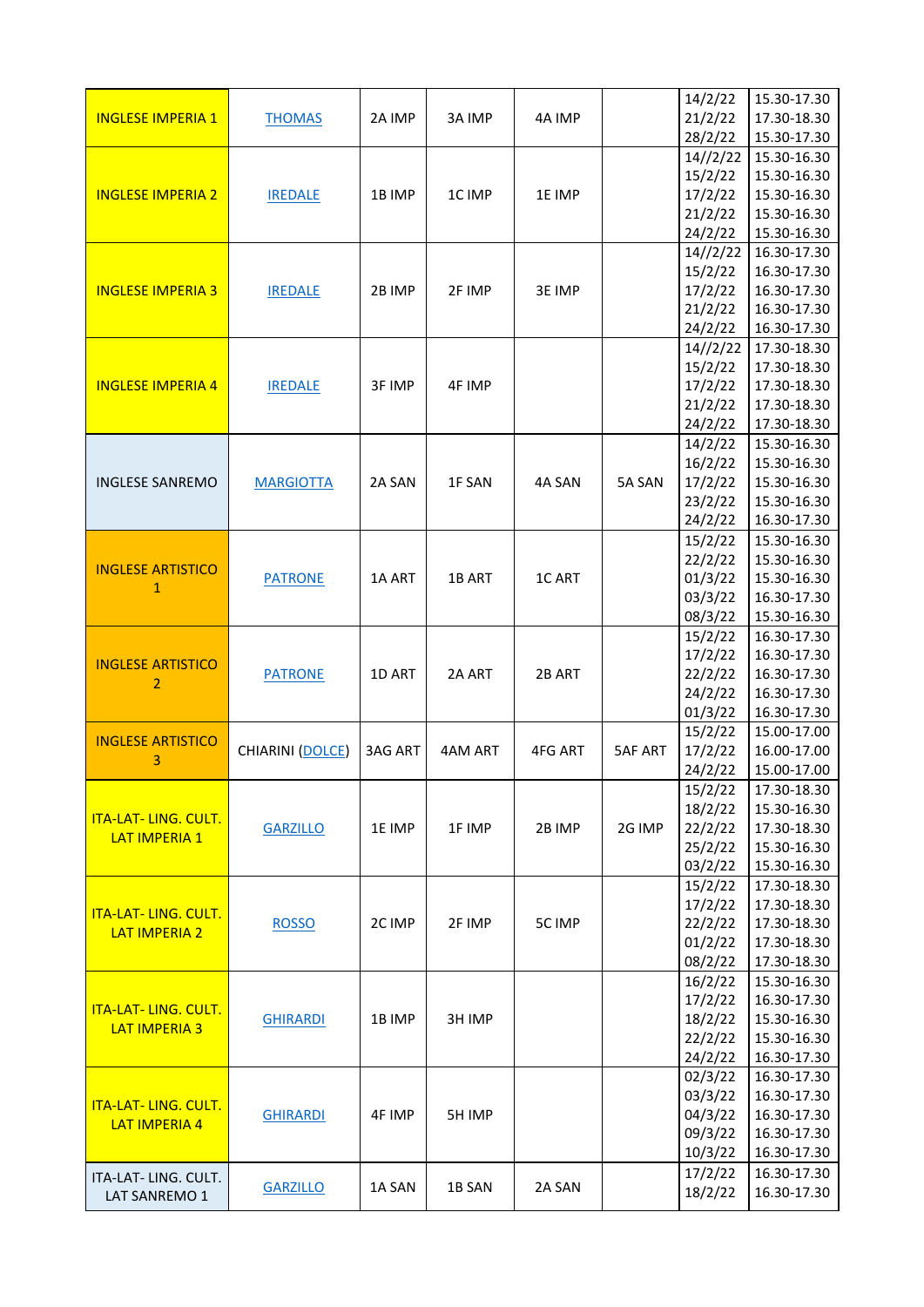| INGLESE IMPERIA 1 | THOMAS | 2A IMP | 3A IMP | 4A IMP | | 14/2/22<br>21/2/22<br>28/2/22 | 15.30-17.30<br>17.30-18.30<br>15.30-17.30 |
|---|---|---|---|---|---|---|---|
| INGLESE IMPERIA 2 | IREDALE | 1B IMP | 1C IMP | 1E IMP | | 14//2/22<br>15/2/22<br>17/2/22<br>21/2/22<br>24/2/22 | 15.30-16.30<br>15.30-16.30<br>15.30-16.30<br>15.30-16.30<br>15.30-16.30 |
| INGLESE IMPERIA 3 | IREDALE | 2B IMP | 2F IMP | 3E IMP | | 14//2/22<br>15/2/22<br>17/2/22<br>21/2/22<br>24/2/22 | 16.30-17.30<br>16.30-17.30<br>16.30-17.30<br>16.30-17.30<br>16.30-17.30 |
| INGLESE IMPERIA 4 | IREDALE | 3F IMP | 4F IMP | | | 14//2/22<br>15/2/22<br>17/2/22<br>21/2/22<br>24/2/22 | 17.30-18.30<br>17.30-18.30<br>17.30-18.30<br>17.30-18.30<br>17.30-18.30 |
| INGLESE SANREMO | MARGIOTTA | 2A SAN | 1F SAN | 4A SAN | 5A SAN | 14/2/22<br>16/2/22<br>17/2/22<br>23/2/22<br>24/2/22 | 15.30-16.30<br>15.30-16.30<br>15.30-16.30<br>15.30-16.30<br>16.30-17.30 |
| INGLESE ARTISTICO 1 | PATRONE | 1A ART | 1B ART | 1C ART | | 15/2/22<br>22/2/22<br>01/3/22<br>03/3/22<br>08/3/22 | 15.30-16.30<br>15.30-16.30<br>15.30-16.30<br>16.30-17.30<br>15.30-16.30 |
| INGLESE ARTISTICO 2 | PATRONE | 1D ART | 2A ART | 2B ART | | 15/2/22<br>17/2/22<br>22/2/22<br>24/2/22<br>01/3/22 | 16.30-17.30<br>16.30-17.30<br>16.30-17.30<br>16.30-17.30<br>16.30-17.30 |
| INGLESE ARTISTICO 3 | CHIARINI (DOLCE) | 3AG ART | 4AM ART | 4FG ART | 5AF ART | 15/2/22<br>17/2/22<br>24/2/22 | 15.00-17.00<br>16.00-17.00<br>15.00-17.00 |
| ITA-LAT- LING. CULT. LAT IMPERIA 1 | GARZILLO | 1E IMP | 1F IMP | 2B IMP | 2G IMP | 15/2/22<br>18/2/22<br>22/2/22<br>25/2/22<br>03/2/22 | 17.30-18.30<br>15.30-16.30<br>17.30-18.30<br>15.30-16.30<br>15.30-16.30 |
| ITA-LAT- LING. CULT. LAT IMPERIA 2 | ROSSO | 2C IMP | 2F IMP | 5C IMP | | 15/2/22<br>17/2/22<br>22/2/22<br>01/2/22<br>08/2/22 | 17.30-18.30<br>17.30-18.30<br>17.30-18.30<br>17.30-18.30<br>17.30-18.30 |
| ITA-LAT- LING. CULT. LAT IMPERIA 3 | GHIRARDI | 1B IMP | 3H IMP | | | 16/2/22<br>17/2/22<br>18/2/22<br>22/2/22<br>24/2/22 | 15.30-16.30<br>16.30-17.30<br>15.30-16.30<br>15.30-16.30<br>16.30-17.30 |
| ITA-LAT- LING. CULT. LAT IMPERIA 4 | GHIRARDI | 4F IMP | 5H IMP | | | 02/3/22<br>03/3/22<br>04/3/22<br>09/3/22<br>10/3/22 | 16.30-17.30<br>16.30-17.30<br>16.30-17.30<br>16.30-17.30<br>16.30-17.30 |
| ITA-LAT- LING. CULT. LAT SANREMO 1 | GARZILLO | 1A SAN | 1B SAN | 2A SAN | | 17/2/22<br>18/2/22 | 16.30-17.30<br>16.30-17.30 |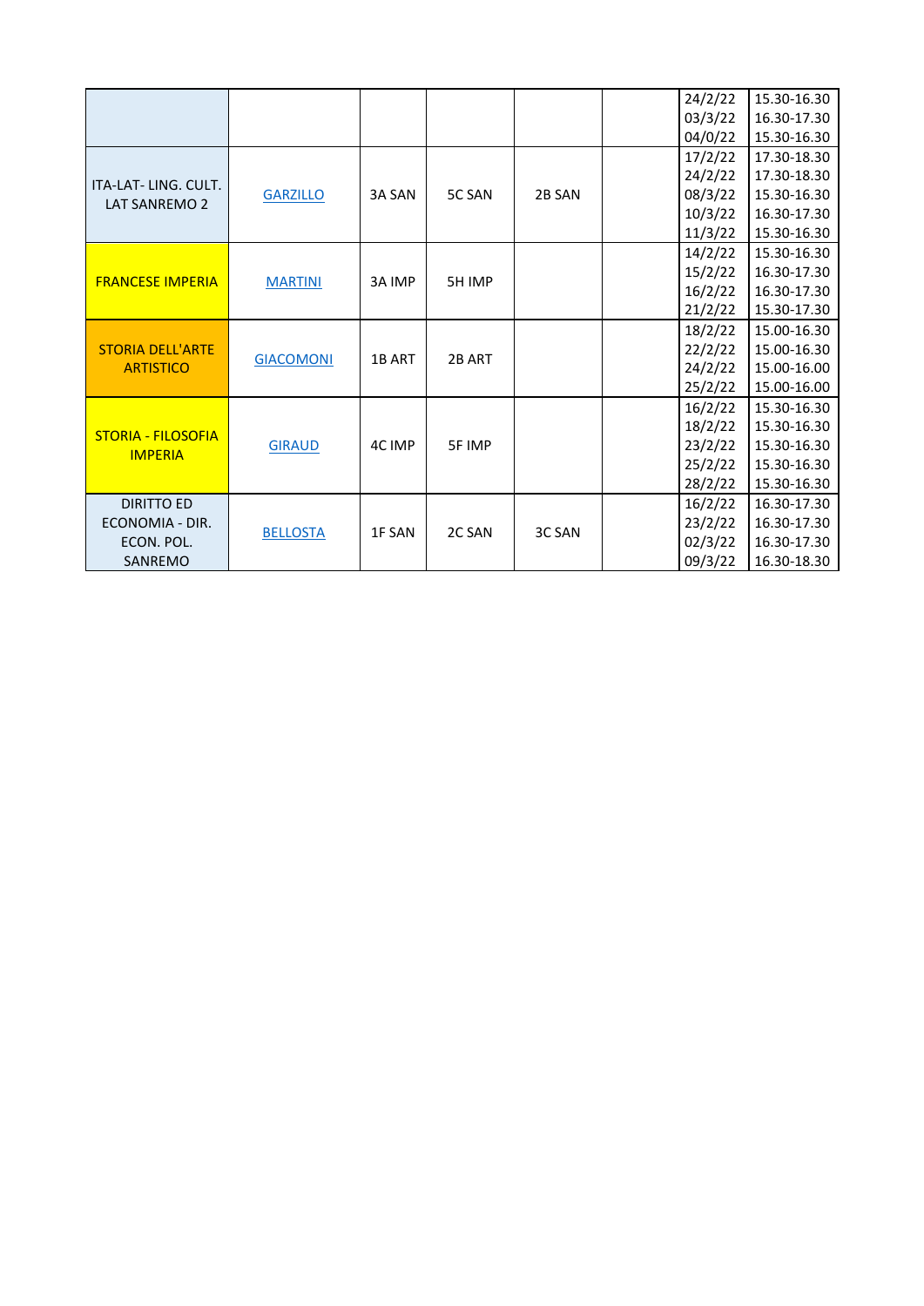| | | | | | | | |
|---|---|---|---|---|---|---|---|
| | | | | | | 24/2/22<br>03/3/22<br>04/0/22 | 15.30-16.30<br>16.30-17.30<br>15.30-16.30 |
| ITA-LAT- LING. CULT. LAT SANREMO 2 | GARZILLO | 3A SAN | 5C SAN | 2B SAN | | 17/2/22<br>24/2/22<br>08/3/22<br>10/3/22<br>11/3/22 | 17.30-18.30<br>17.30-18.30<br>15.30-16.30<br>16.30-17.30<br>15.30-16.30 |
| FRANCESE IMPERIA | MARTINI | 3A IMP | 5H IMP | | | 14/2/22<br>15/2/22<br>16/2/22<br>21/2/22 | 15.30-16.30<br>16.30-17.30<br>16.30-17.30<br>15.30-17.30 |
| STORIA DELL'ARTE ARTISTICO | GIACOMONI | 1B ART | 2B ART | | | 18/2/22<br>22/2/22<br>24/2/22<br>25/2/22 | 15.00-16.30<br>15.00-16.30<br>15.00-16.00<br>15.00-16.00 |
| STORIA - FILOSOFIA IMPERIA | GIRAUD | 4C IMP | 5F IMP | | | 16/2/22<br>18/2/22<br>23/2/22<br>25/2/22<br>28/2/22 | 15.30-16.30<br>15.30-16.30<br>15.30-16.30<br>15.30-16.30<br>15.30-16.30 |
| DIRITTO ED ECONOMIA - DIR. ECON. POL. SANREMO | BELLOSTA | 1F SAN | 2C SAN | 3C SAN | | 16/2/22<br>23/2/22<br>02/3/22<br>09/3/22 | 16.30-17.30<br>16.30-17.30<br>16.30-17.30<br>16.30-18.30 |